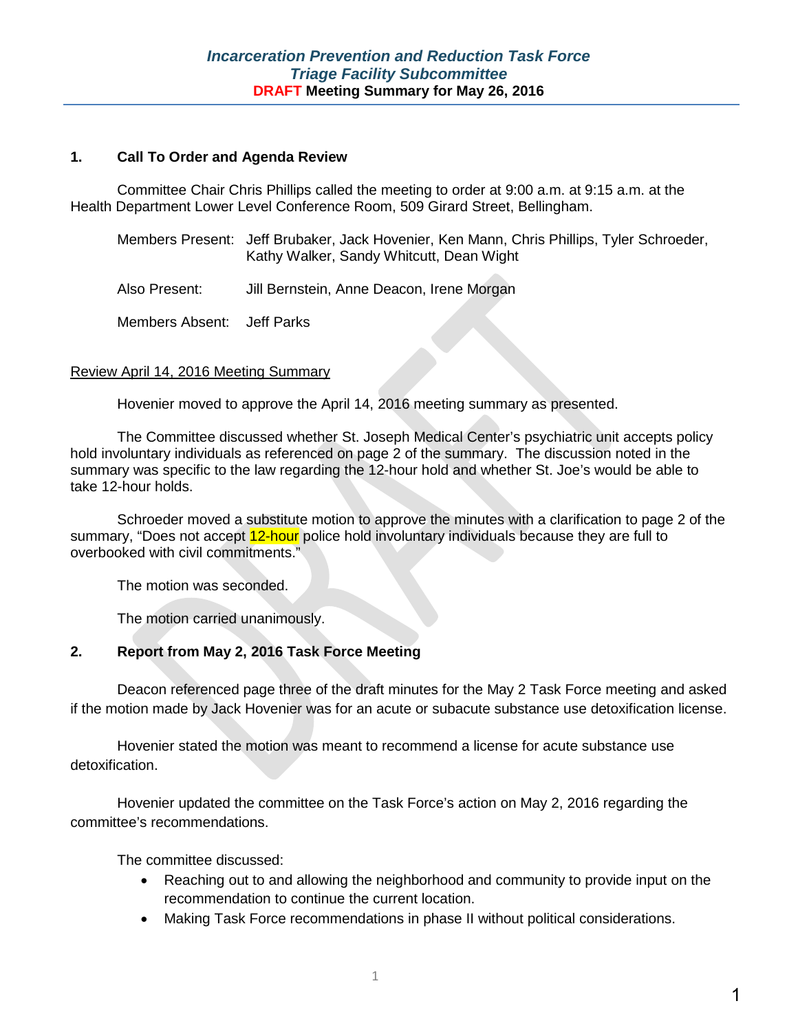# *Incarceration Prevention and Reduction Task Force*
## *Triage Facility Subcommittee*
### DRAFT Meeting Summary for May 26, 2016

## 1. Call To Order and Agenda Review

Committee Chair Chris Phillips called the meeting to order at 9:00 a.m. at 9:15 a.m. at the Health Department Lower Level Conference Room, 509 Girard Street, Bellingham.

Members Present: Jeff Brubaker, Jack Hovenier, Ken Mann, Chris Phillips, Tyler Schroeder, Kathy Walker, Sandy Whitcutt, Dean Wight

Also Present: Jill Bernstein, Anne Deacon, Irene Morgan

Members Absent: Jeff Parks

Review April 14, 2016 Meeting Summary

Hovenier moved to approve the April 14, 2016 meeting summary as presented.

The Committee discussed whether St. Joseph Medical Center's psychiatric unit accepts policy hold involuntary individuals as referenced on page 2 of the summary. The discussion noted in the summary was specific to the law regarding the 12-hour hold and whether St. Joe's would be able to take 12-hour holds.

Schroeder moved a substitute motion to approve the minutes with a clarification to page 2 of the summary, "Does not accept 12-hour police hold involuntary individuals because they are full to overbooked with civil commitments."

The motion was seconded.

The motion carried unanimously.

## 2. Report from May 2, 2016 Task Force Meeting

Deacon referenced page three of the draft minutes for the May 2 Task Force meeting and asked if the motion made by Jack Hovenier was for an acute or subacute substance use detoxification license.

Hovenier stated the motion was meant to recommend a license for acute substance use detoxification.

Hovenier updated the committee on the Task Force's action on May 2, 2016 regarding the committee's recommendations.

The committee discussed:

- Reaching out to and allowing the neighborhood and community to provide input on the recommendation to continue the current location.
- Making Task Force recommendations in phase II without political considerations.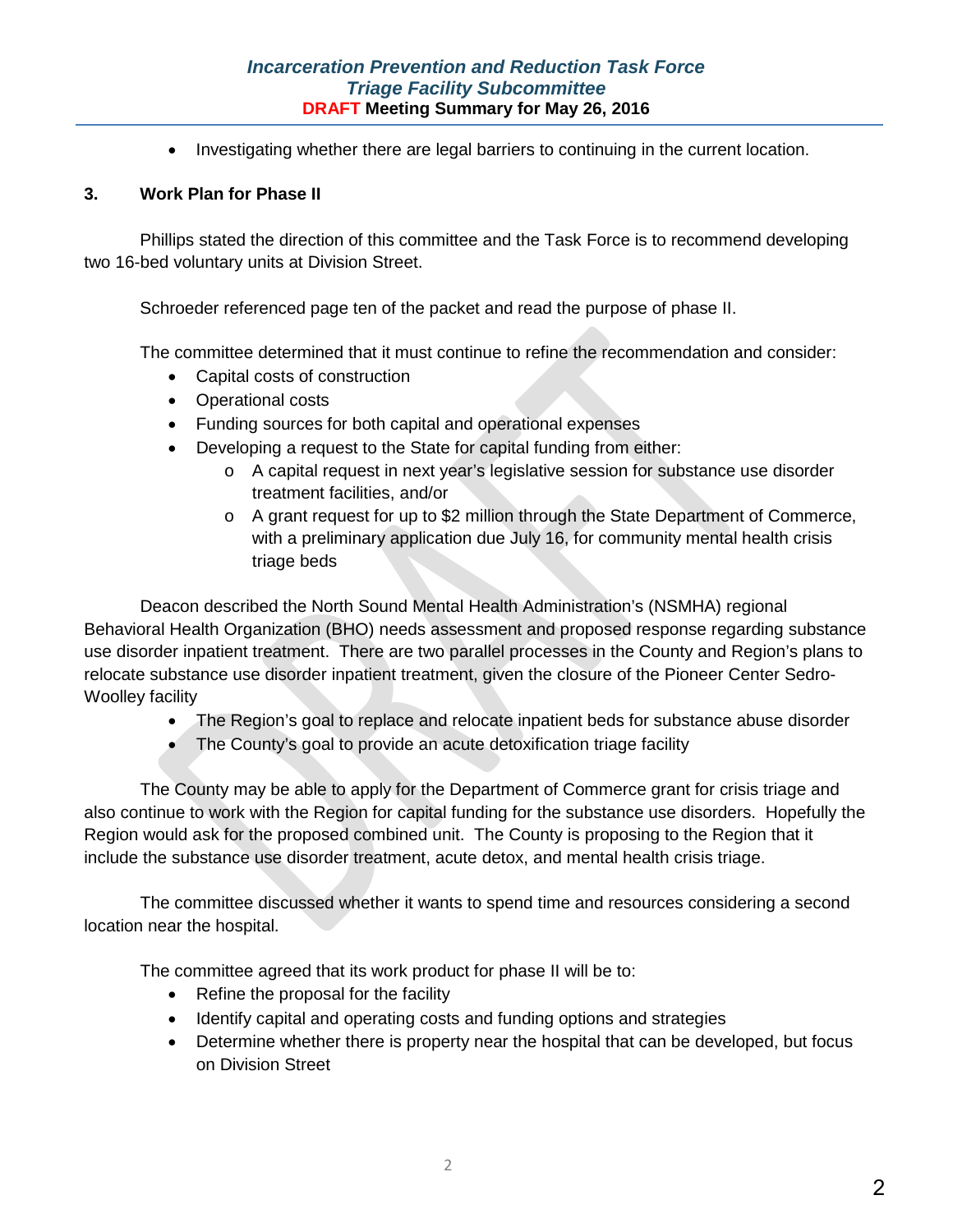- Investigating whether there are legal barriers to continuing in the current location.

### 3. Work Plan for Phase II

Phillips stated the direction of this committee and the Task Force is to recommend developing two 16-bed voluntary units at Division Street.

Schroeder referenced page ten of the packet and read the purpose of phase II.

The committee determined that it must continue to refine the recommendation and consider:

- Capital costs of construction
- Operational costs
- Funding sources for both capital and operational expenses
- Developing a request to the State for capital funding from either:
  - A capital request in next year's legislative session for substance use disorder treatment facilities, and/or
  - A grant request for up to $2 million through the State Department of Commerce, with a preliminary application due July 16, for community mental health crisis triage beds

Deacon described the North Sound Mental Health Administration's (NSMHA) regional Behavioral Health Organization (BHO) needs assessment and proposed response regarding substance use disorder inpatient treatment. There are two parallel processes in the County and Region's plans to relocate substance use disorder inpatient treatment, given the closure of the Pioneer Center Sedro-Woolley facility

- The Region's goal to replace and relocate inpatient beds for substance abuse disorder
- The County's goal to provide an acute detoxification triage facility

The County may be able to apply for the Department of Commerce grant for crisis triage and also continue to work with the Region for capital funding for the substance use disorders. Hopefully the Region would ask for the proposed combined unit. The County is proposing to the Region that it include the substance use disorder treatment, acute detox, and mental health crisis triage.

The committee discussed whether it wants to spend time and resources considering a second location near the hospital.

The committee agreed that its work product for phase II will be to:

- Refine the proposal for the facility
- Identify capital and operating costs and funding options and strategies
- Determine whether there is property near the hospital that can be developed, but focus on Division Street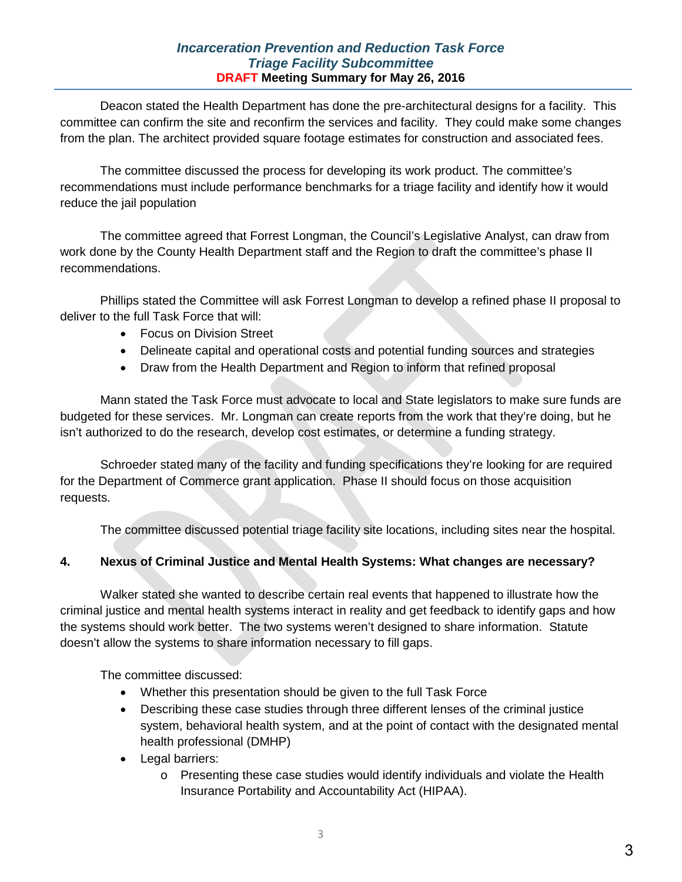Deacon stated the Health Department has done the pre-architectural designs for a facility. This committee can confirm the site and reconfirm the services and facility. They could make some changes from the plan. The architect provided square footage estimates for construction and associated fees.

The committee discussed the process for developing its work product. The committee's recommendations must include performance benchmarks for a triage facility and identify how it would reduce the jail population

The committee agreed that Forrest Longman, the Council's Legislative Analyst, can draw from work done by the County Health Department staff and the Region to draft the committee's phase II recommendations.

Phillips stated the Committee will ask Forrest Longman to develop a refined phase II proposal to deliver to the full Task Force that will:

- Focus on Division Street
- Delineate capital and operational costs and potential funding sources and strategies
- Draw from the Health Department and Region to inform that refined proposal

Mann stated the Task Force must advocate to local and State legislators to make sure funds are budgeted for these services. Mr. Longman can create reports from the work that they're doing, but he isn't authorized to do the research, develop cost estimates, or determine a funding strategy.

Schroeder stated many of the facility and funding specifications they're looking for are required for the Department of Commerce grant application. Phase II should focus on those acquisition requests.

The committee discussed potential triage facility site locations, including sites near the hospital.

**4. Nexus of Criminal Justice and Mental Health Systems: What changes are necessary?**

Walker stated she wanted to describe certain real events that happened to illustrate how the criminal justice and mental health systems interact in reality and get feedback to identify gaps and how the systems should work better. The two systems weren't designed to share information. Statute doesn't allow the systems to share information necessary to fill gaps.

The committee discussed:

- Whether this presentation should be given to the full Task Force
- Describing these case studies through three different lenses of the criminal justice system, behavioral health system, and at the point of contact with the designated mental health professional (DMHP)
- Legal barriers:
  - Presenting these case studies would identify individuals and violate the Health Insurance Portability and Accountability Act (HIPAA).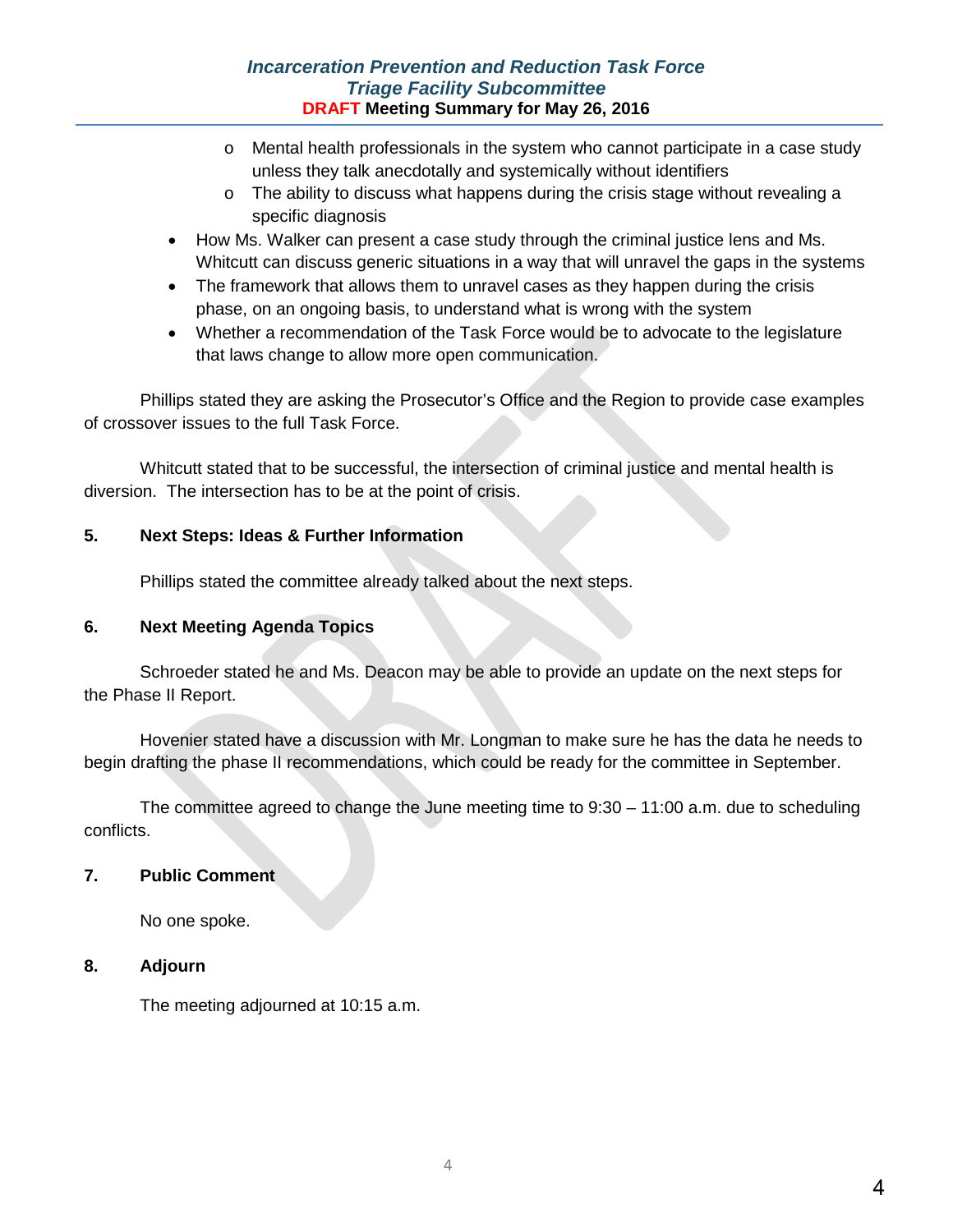- Mental health professionals in the system who cannot participate in a case study unless they talk anecdotally and systemically without identifiers
  - The ability to discuss what happens during the crisis stage without revealing a specific diagnosis
- How Ms. Walker can present a case study through the criminal justice lens and Ms. Whitcutt can discuss generic situations in a way that will unravel the gaps in the systems
- The framework that allows them to unravel cases as they happen during the crisis phase, on an ongoing basis, to understand what is wrong with the system
- Whether a recommendation of the Task Force would be to advocate to the legislature that laws change to allow more open communication.

Phillips stated they are asking the Prosecutor's Office and the Region to provide case examples of crossover issues to the full Task Force.

Whitcutt stated that to be successful, the intersection of criminal justice and mental health is diversion. The intersection has to be at the point of crisis.

**5. Next Steps: Ideas & Further Information**

Phillips stated the committee already talked about the next steps.

**6. Next Meeting Agenda Topics**

Schroeder stated he and Ms. Deacon may be able to provide an update on the next steps for the Phase II Report.

Hovenier stated have a discussion with Mr. Longman to make sure he has the data he needs to begin drafting the phase II recommendations, which could be ready for the committee in September.

The committee agreed to change the June meeting time to 9:30 – 11:00 a.m. due to scheduling conflicts.

**7. Public Comment**

No one spoke.

**8. Adjourn**

The meeting adjourned at 10:15 a.m.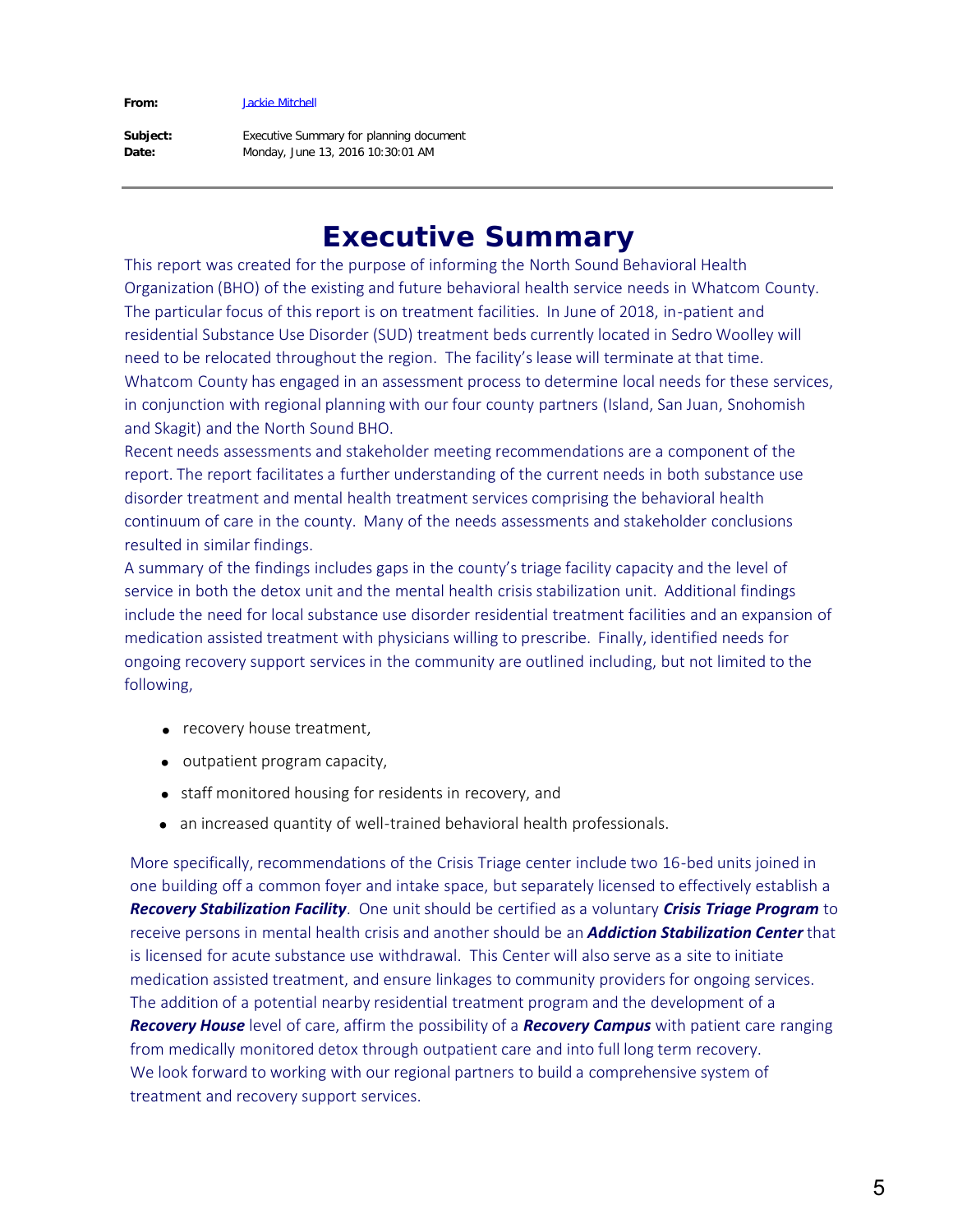| | |
|---|---|
| **From:** | Jackie Mitchell |
| **Subject:** | Executive Summary for planning document |
| **Date:** | Monday, June 13, 2016 10:30:01 AM |

# Executive Summary

This report was created for the purpose of informing the North Sound Behavioral Health Organization (BHO) of the existing and future behavioral health service needs in Whatcom County. The particular focus of this report is on treatment facilities. In June of 2018, in-patient and residential Substance Use Disorder (SUD) treatment beds currently located in Sedro Woolley will need to be relocated throughout the region. The facility's lease will terminate at that time. Whatcom County has engaged in an assessment process to determine local needs for these services, in conjunction with regional planning with our four county partners (Island, San Juan, Snohomish and Skagit) and the North Sound BHO.

Recent needs assessments and stakeholder meeting recommendations are a component of the report. The report facilitates a further understanding of the current needs in both substance use disorder treatment and mental health treatment services comprising the behavioral health continuum of care in the county. Many of the needs assessments and stakeholder conclusions resulted in similar findings.

A summary of the findings includes gaps in the county's triage facility capacity and the level of service in both the detox unit and the mental health crisis stabilization unit. Additional findings include the need for local substance use disorder residential treatment facilities and an expansion of medication assisted treatment with physicians willing to prescribe. Finally, identified needs for ongoing recovery support services in the community are outlined including, but not limited to the following,

- recovery house treatment,
- outpatient program capacity,
- staff monitored housing for residents in recovery, and
- an increased quantity of well-trained behavioral health professionals.

More specifically, recommendations of the Crisis Triage center include two 16-bed units joined in one building off a common foyer and intake space, but separately licensed to effectively establish a ***Recovery Stabilization Facility***. One unit should be certified as a voluntary ***Crisis Triage Program*** to receive persons in mental health crisis and another should be an ***Addiction Stabilization Center*** that is licensed for acute substance use withdrawal. This Center will also serve as a site to initiate medication assisted treatment, and ensure linkages to community providers for ongoing services. The addition of a potential nearby residential treatment program and the development of a ***Recovery House*** level of care, affirm the possibility of a ***Recovery Campus*** with patient care ranging from medically monitored detox through outpatient care and into full long term recovery.

We look forward to working with our regional partners to build a comprehensive system of treatment and recovery support services.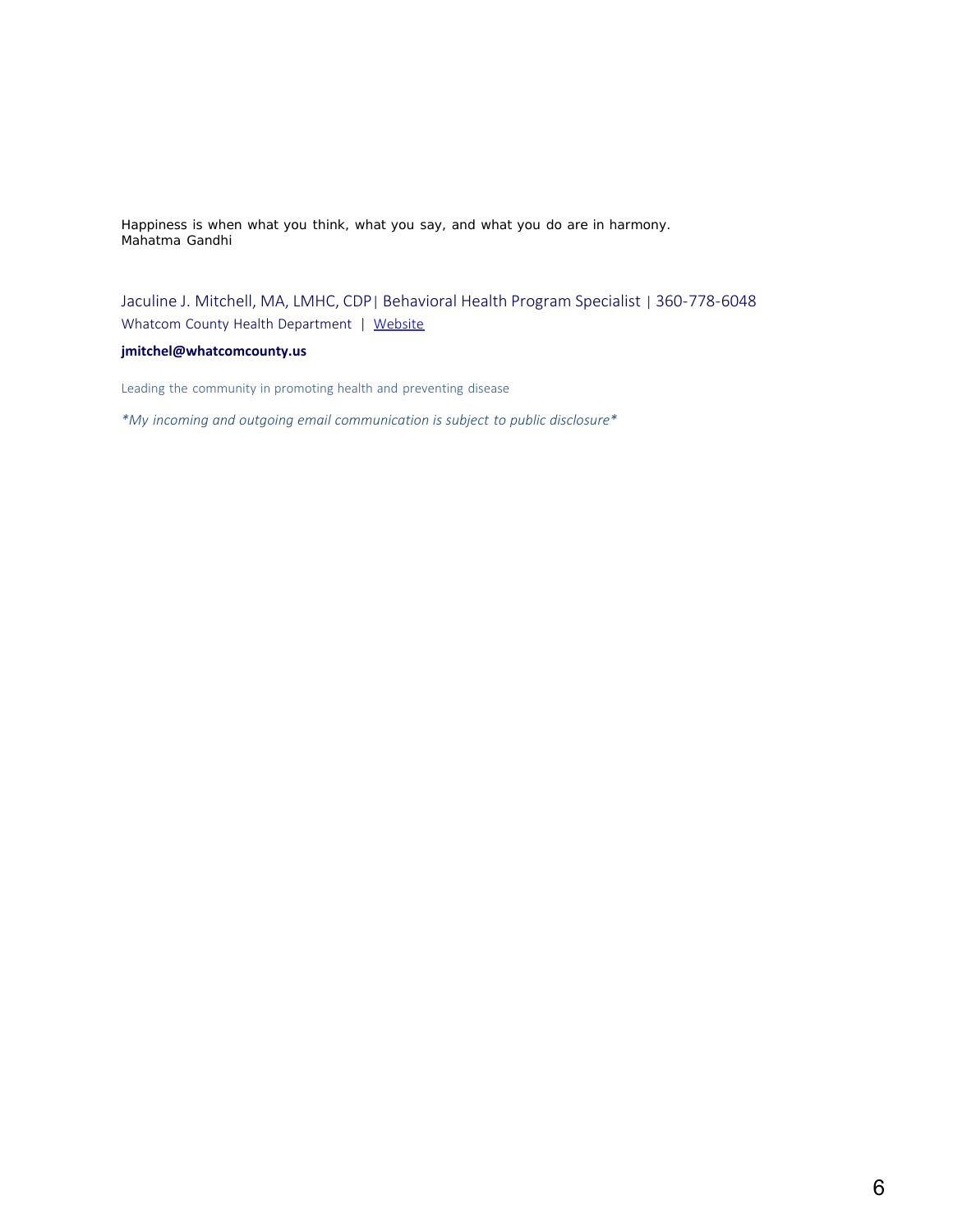Happiness is when what you think, what you say, and what you do are in harmony.
Mahatma Gandhi

Jaculine J. Mitchell, MA, LMHC, CDP| Behavioral Health Program Specialist | 360-778-6048
Whatcom County Health Department | Website

**jmitchel@whatcomcounty.us**

Leading the community in promoting health and preventing disease

*\*My incoming and outgoing email communication is subject to public disclosure\**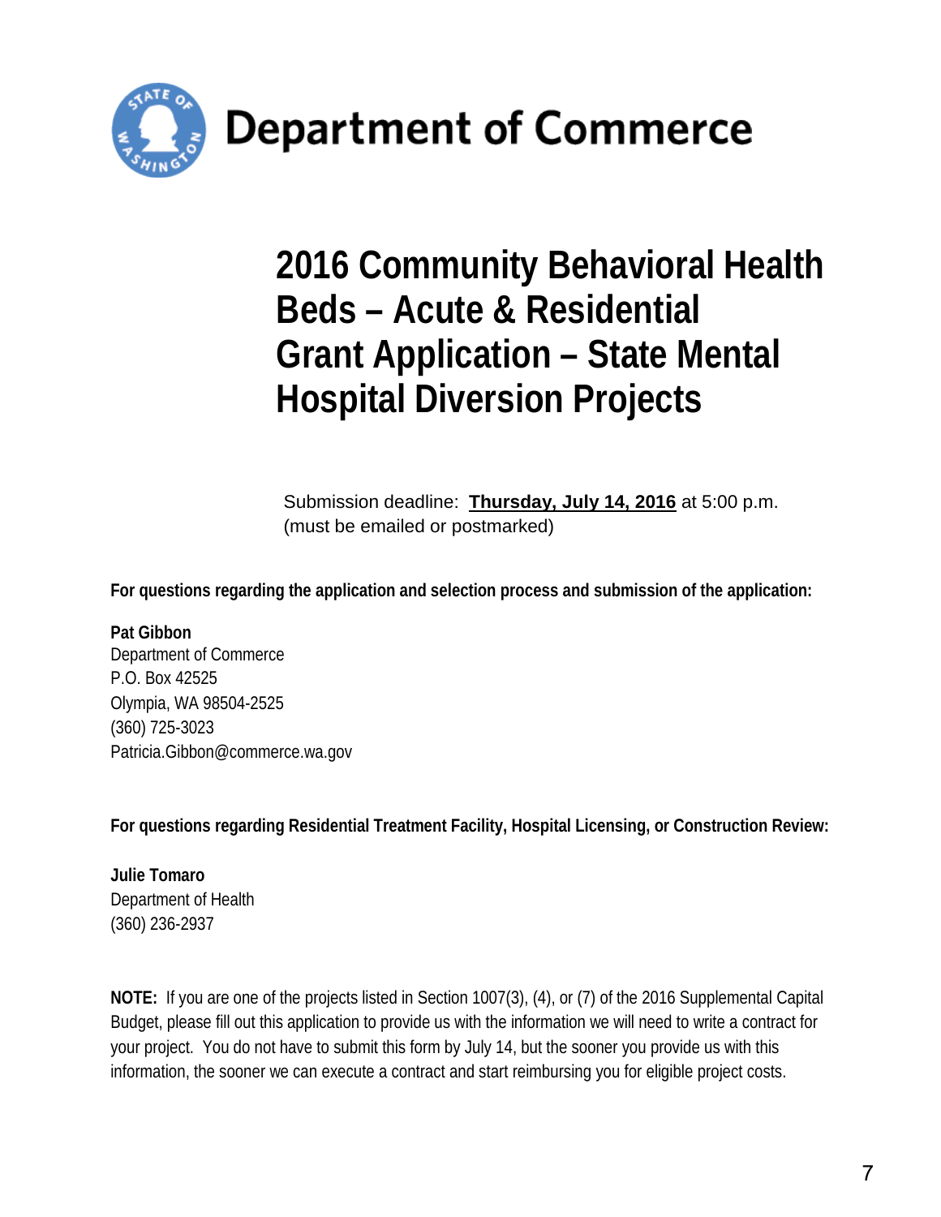# Department of Commerce

# 2016 Community Behavioral Health Beds – Acute & Residential Grant Application – State Mental Hospital Diversion Projects

Submission deadline: **Thursday, July 14, 2016** at 5:00 p.m.
(must be emailed or postmarked)

**For questions regarding the application and selection process and submission of the application:**

**Pat Gibbon**
Department of Commerce
P.O. Box 42525
Olympia, WA 98504-2525
(360) 725-3023
Patricia.Gibbon@commerce.wa.gov

**For questions regarding Residential Treatment Facility, Hospital Licensing, or Construction Review:**

**Julie Tomaro**
Department of Health
(360) 236-2937

**NOTE:** If you are one of the projects listed in Section 1007(3), (4), or (7) of the 2016 Supplemental Capital Budget, please fill out this application to provide us with the information we will need to write a contract for your project. You do not have to submit this form by July 14, but the sooner you provide us with this information, the sooner we can execute a contract and start reimbursing you for eligible project costs.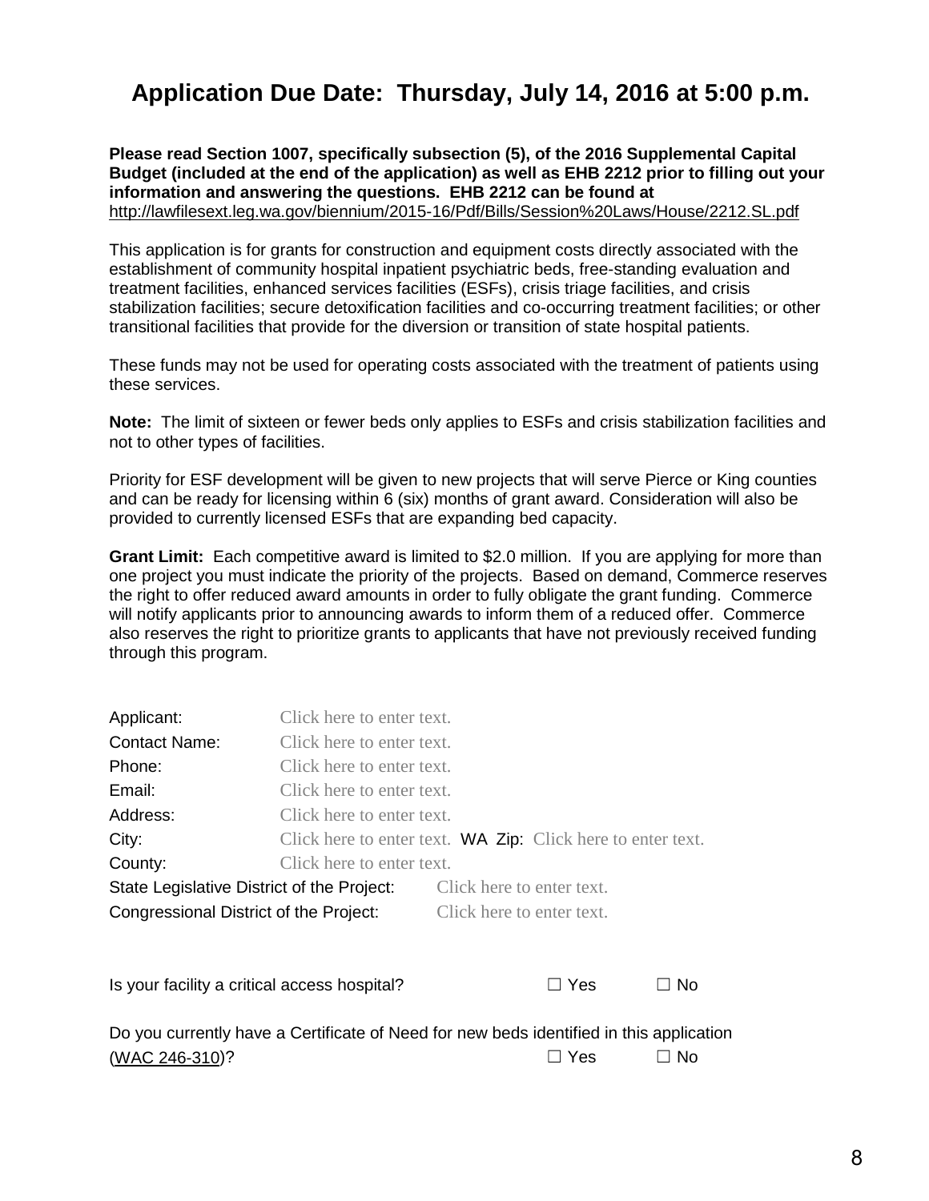# Application Due Date: Thursday, July 14, 2016 at 5:00 p.m.

**Please read Section 1007, specifically subsection (5), of the 2016 Supplemental Capital Budget (included at the end of the application) as well as EHB 2212 prior to filling out your information and answering the questions. EHB 2212 can be found at** http://lawfilesext.leg.wa.gov/biennium/2015-16/Pdf/Bills/Session%20Laws/House/2212.SL.pdf

This application is for grants for construction and equipment costs directly associated with the establishment of community hospital inpatient psychiatric beds, free-standing evaluation and treatment facilities, enhanced services facilities (ESFs), crisis triage facilities, and crisis stabilization facilities; secure detoxification facilities and co-occurring treatment facilities; or other transitional facilities that provide for the diversion or transition of state hospital patients.

These funds may not be used for operating costs associated with the treatment of patients using these services.

**Note:** The limit of sixteen or fewer beds only applies to ESFs and crisis stabilization facilities and not to other types of facilities.

Priority for ESF development will be given to new projects that will serve Pierce or King counties and can be ready for licensing within 6 (six) months of grant award. Consideration will also be provided to currently licensed ESFs that are expanding bed capacity.

**Grant Limit:** Each competitive award is limited to $2.0 million. If you are applying for more than one project you must indicate the priority of the projects. Based on demand, Commerce reserves the right to offer reduced award amounts in order to fully obligate the grant funding. Commerce will notify applicants prior to announcing awards to inform them of a reduced offer. Commerce also reserves the right to prioritize grants to applicants that have not previously received funding through this program.

Applicant: Click here to enter text.
Contact Name: Click here to enter text.
Phone: Click here to enter text.
Email: Click here to enter text.
Address: Click here to enter text.
City: Click here to enter text. WA Zip: Click here to enter text.
County: Click here to enter text.
State Legislative District of the Project: Click here to enter text.
Congressional District of the Project: Click here to enter text.

Is your facility a critical access hospital? ☐ Yes ☐ No

Do you currently have a Certificate of Need for new beds identified in this application (WAC 246-310)? ☐ Yes ☐ No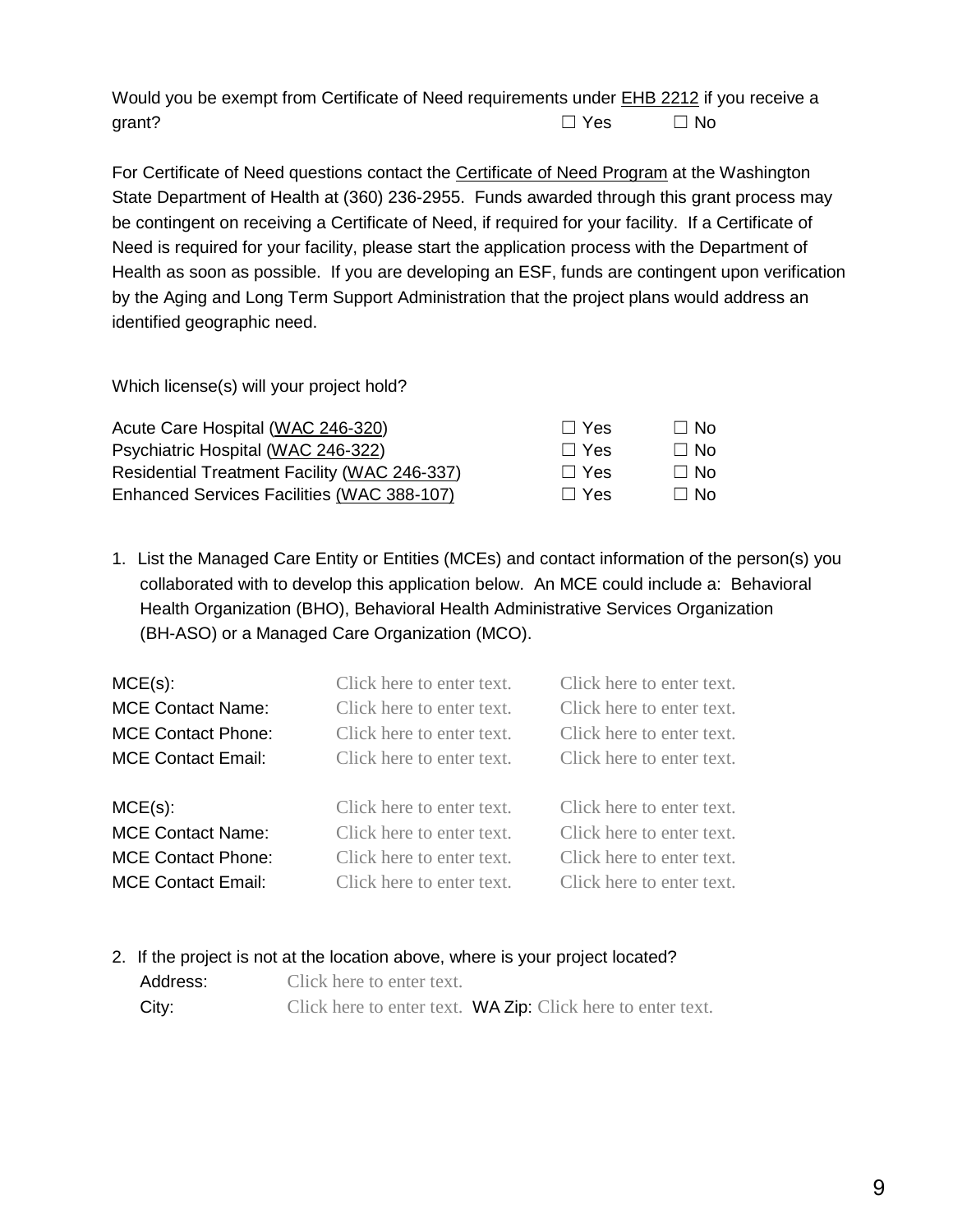Would you be exempt from Certificate of Need requirements under EHB 2212 if you receive a grant? ☐ Yes ☐ No

For Certificate of Need questions contact the Certificate of Need Program at the Washington State Department of Health at (360) 236-2955. Funds awarded through this grant process may be contingent on receiving a Certificate of Need, if required for your facility. If a Certificate of Need is required for your facility, please start the application process with the Department of Health as soon as possible. If you are developing an ESF, funds are contingent upon verification by the Aging and Long Term Support Administration that the project plans would address an identified geographic need.

Which license(s) will your project hold?

| | | |
|---|---|---|
| Acute Care Hospital (WAC 246-320) | ☐ Yes | ☐ No |
| Psychiatric Hospital (WAC 246-322) | ☐ Yes | ☐ No |
| Residential Treatment Facility (WAC 246-337) | ☐ Yes | ☐ No |
| Enhanced Services Facilities (WAC 388-107) | ☐ Yes | ☐ No |

1. List the Managed Care Entity or Entities (MCEs) and contact information of the person(s) you collaborated with to develop this application below. An MCE could include a: Behavioral Health Organization (BHO), Behavioral Health Administrative Services Organization (BH-ASO) or a Managed Care Organization (MCO).

| | | |
|---|---|---|
| MCE(s): | Click here to enter text. | Click here to enter text. |
| MCE Contact Name: | Click here to enter text. | Click here to enter text. |
| MCE Contact Phone: | Click here to enter text. | Click here to enter text. |
| MCE Contact Email: | Click here to enter text. | Click here to enter text. |

| | | |
|---|---|---|
| MCE(s): | Click here to enter text. | Click here to enter text. |
| MCE Contact Name: | Click here to enter text. | Click here to enter text. |
| MCE Contact Phone: | Click here to enter text. | Click here to enter text. |
| MCE Contact Email: | Click here to enter text. | Click here to enter text. |

2. If the project is not at the location above, where is your project located?

   Address: Click here to enter text.

   City: Click here to enter text. **WA Zip:** Click here to enter text.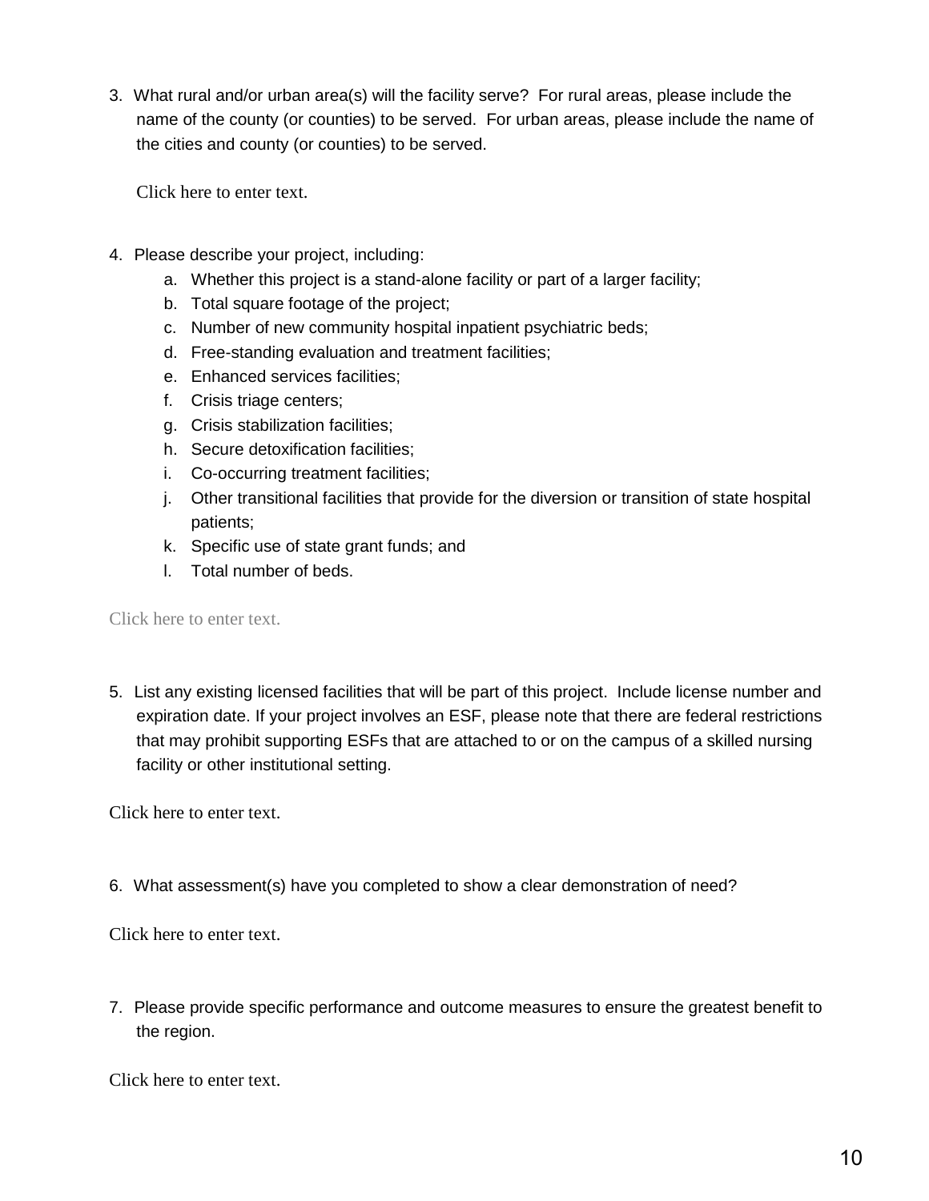3. What rural and/or urban area(s) will the facility serve? For rural areas, please include the name of the county (or counties) to be served. For urban areas, please include the name of the cities and county (or counties) to be served.

   Click here to enter text.

4. Please describe your project, including:
   a. Whether this project is a stand-alone facility or part of a larger facility;
   b. Total square footage of the project;
   c. Number of new community hospital inpatient psychiatric beds;
   d. Free-standing evaluation and treatment facilities;
   e. Enhanced services facilities;
   f. Crisis triage centers;
   g. Crisis stabilization facilities;
   h. Secure detoxification facilities;
   i. Co-occurring treatment facilities;
   j. Other transitional facilities that provide for the diversion or transition of state hospital patients;
   k. Specific use of state grant funds; and
   l. Total number of beds.

Click here to enter text.

5. List any existing licensed facilities that will be part of this project. Include license number and expiration date. If your project involves an ESF, please note that there are federal restrictions that may prohibit supporting ESFs that are attached to or on the campus of a skilled nursing facility or other institutional setting.

Click here to enter text.

6. What assessment(s) have you completed to show a clear demonstration of need?

Click here to enter text.

7. Please provide specific performance and outcome measures to ensure the greatest benefit to the region.

Click here to enter text.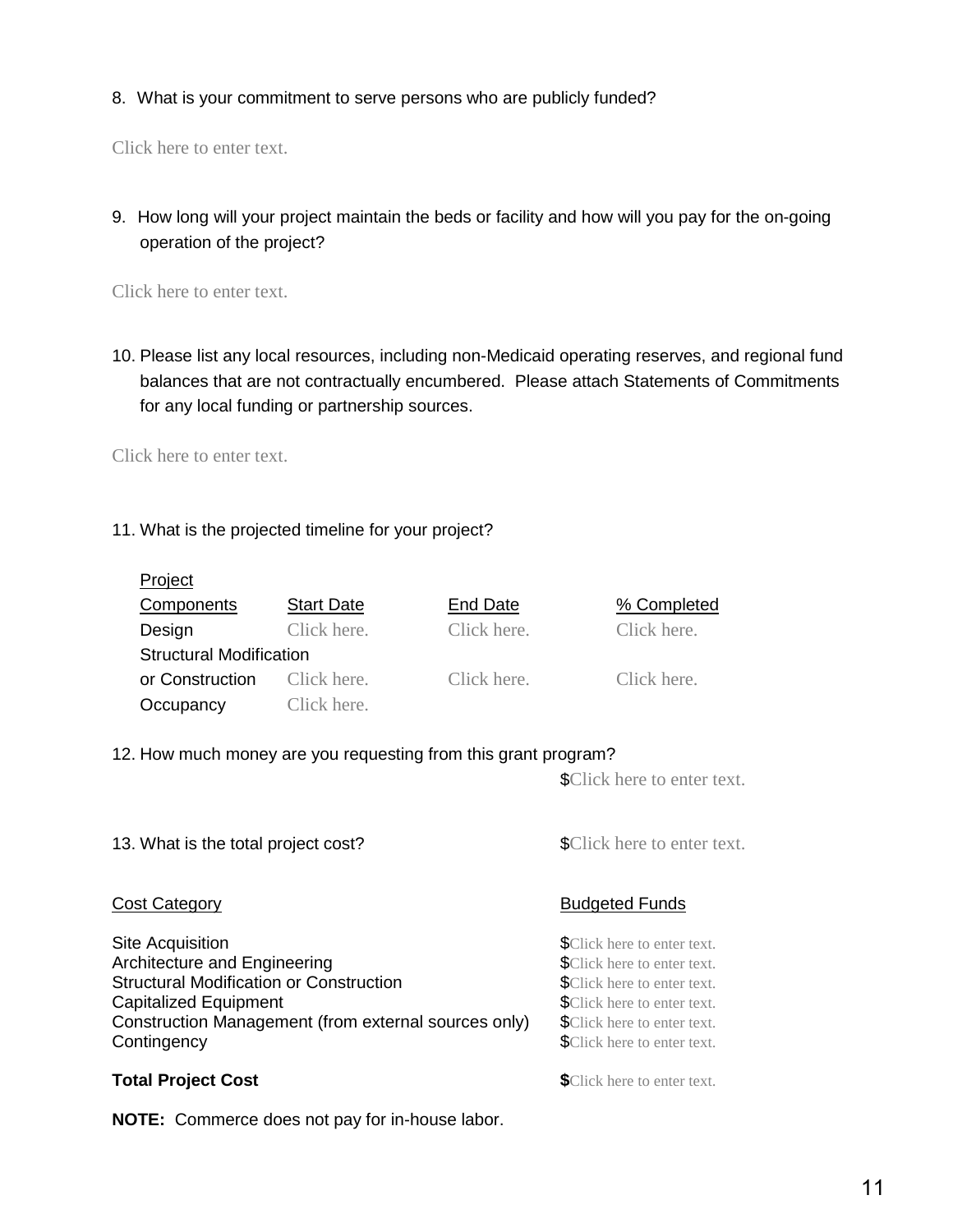8. What is your commitment to serve persons who are publicly funded?

Click here to enter text.

9. How long will your project maintain the beds or facility and how will you pay for the on-going operation of the project?

Click here to enter text.

10. Please list any local resources, including non-Medicaid operating reserves, and regional fund balances that are not contractually encumbered. Please attach Statements of Commitments for any local funding or partnership sources.

Click here to enter text.

11. What is the projected timeline for your project?

| Project Components | Start Date | End Date | % Completed |
|---|---|---|---|
| Design | Click here. | Click here. | Click here. |
| Structural Modification or Construction | Click here. | Click here. | Click here. |
| Occupancy | Click here. | | |

12. How much money are you requesting from this grant program?

$Click here to enter text.

13. What is the total project cost?

$Click here to enter text.

| Cost Category | Budgeted Funds |
|---|---|
| Site Acquisition | $Click here to enter text. |
| Architecture and Engineering | $Click here to enter text. |
| Structural Modification or Construction | $Click here to enter text. |
| Capitalized Equipment | $Click here to enter text. |
| Construction Management (from external sources only) | $Click here to enter text. |
| Contingency | $Click here to enter text. |
| **Total Project Cost** | **$**Click here to enter text. |

**NOTE:** Commerce does not pay for in-house labor.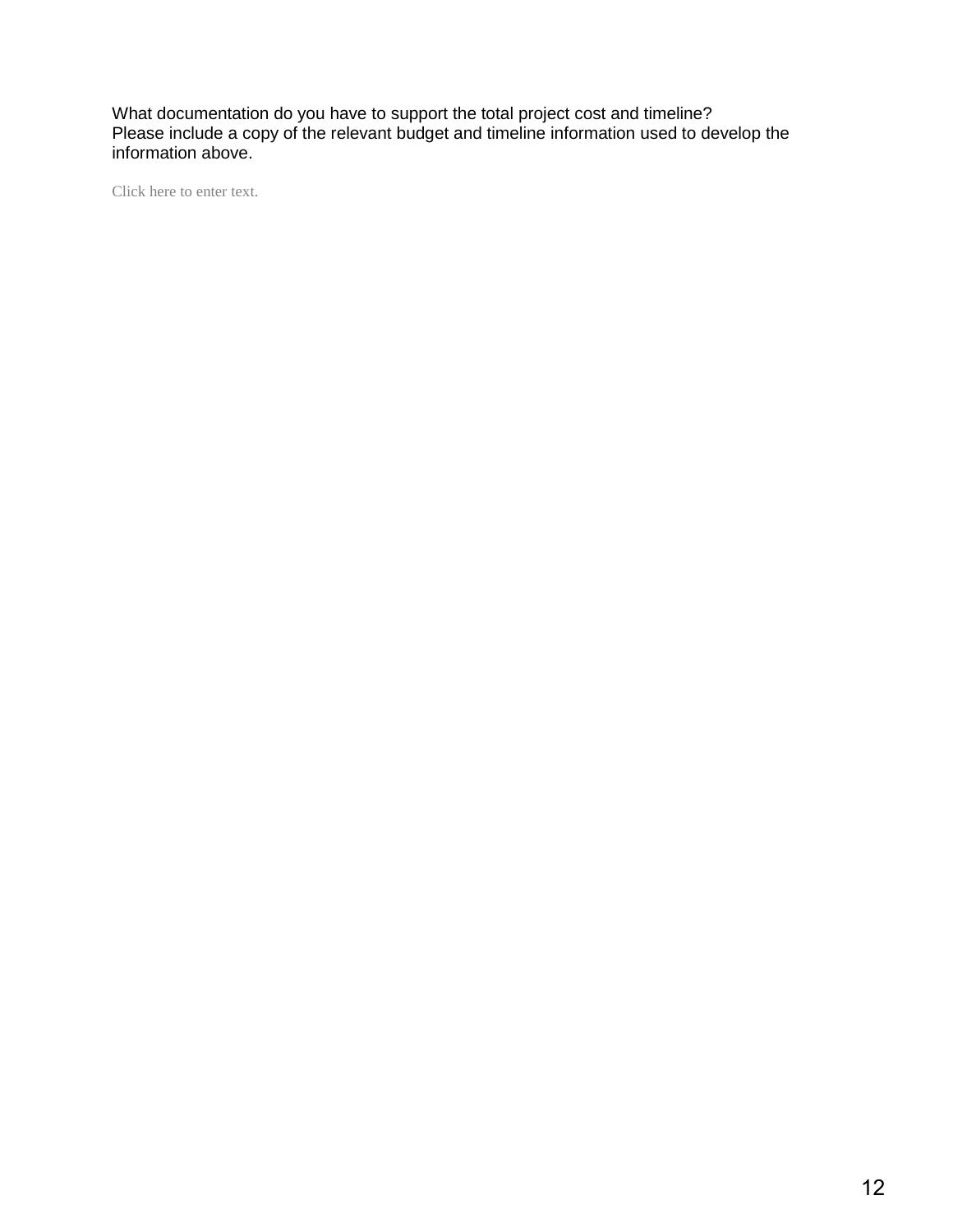What documentation do you have to support the total project cost and timeline?
Please include a copy of the relevant budget and timeline information used to develop the information above.

Click here to enter text.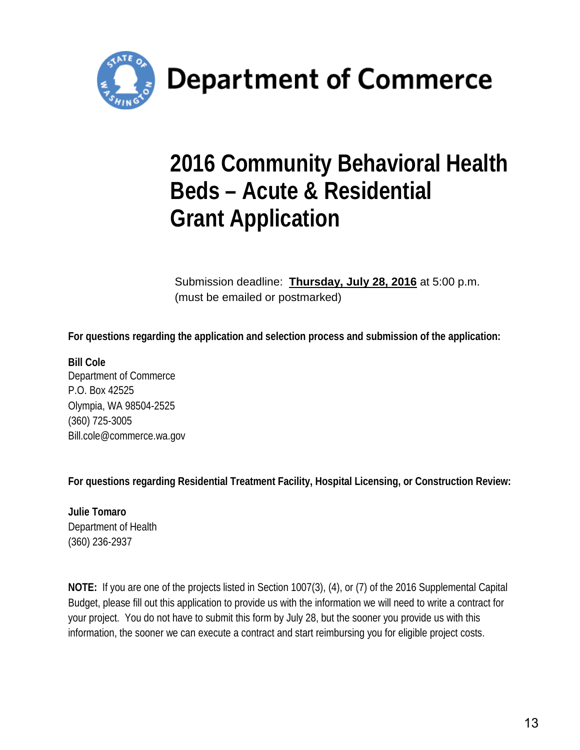# Department of Commerce

# 2016 Community Behavioral Health Beds – Acute & Residential Grant Application

Submission deadline: **Thursday, July 28, 2016** at 5:00 p.m.
(must be emailed or postmarked)

**For questions regarding the application and selection process and submission of the application:**

**Bill Cole**
Department of Commerce
P.O. Box 42525
Olympia, WA 98504-2525
(360) 725-3005
Bill.cole@commerce.wa.gov

**For questions regarding Residential Treatment Facility, Hospital Licensing, or Construction Review:**

**Julie Tomaro**
Department of Health
(360) 236-2937

**NOTE:** If you are one of the projects listed in Section 1007(3), (4), or (7) of the 2016 Supplemental Capital Budget, please fill out this application to provide us with the information we will need to write a contract for your project. You do not have to submit this form by July 28, but the sooner you provide us with this information, the sooner we can execute a contract and start reimbursing you for eligible project costs.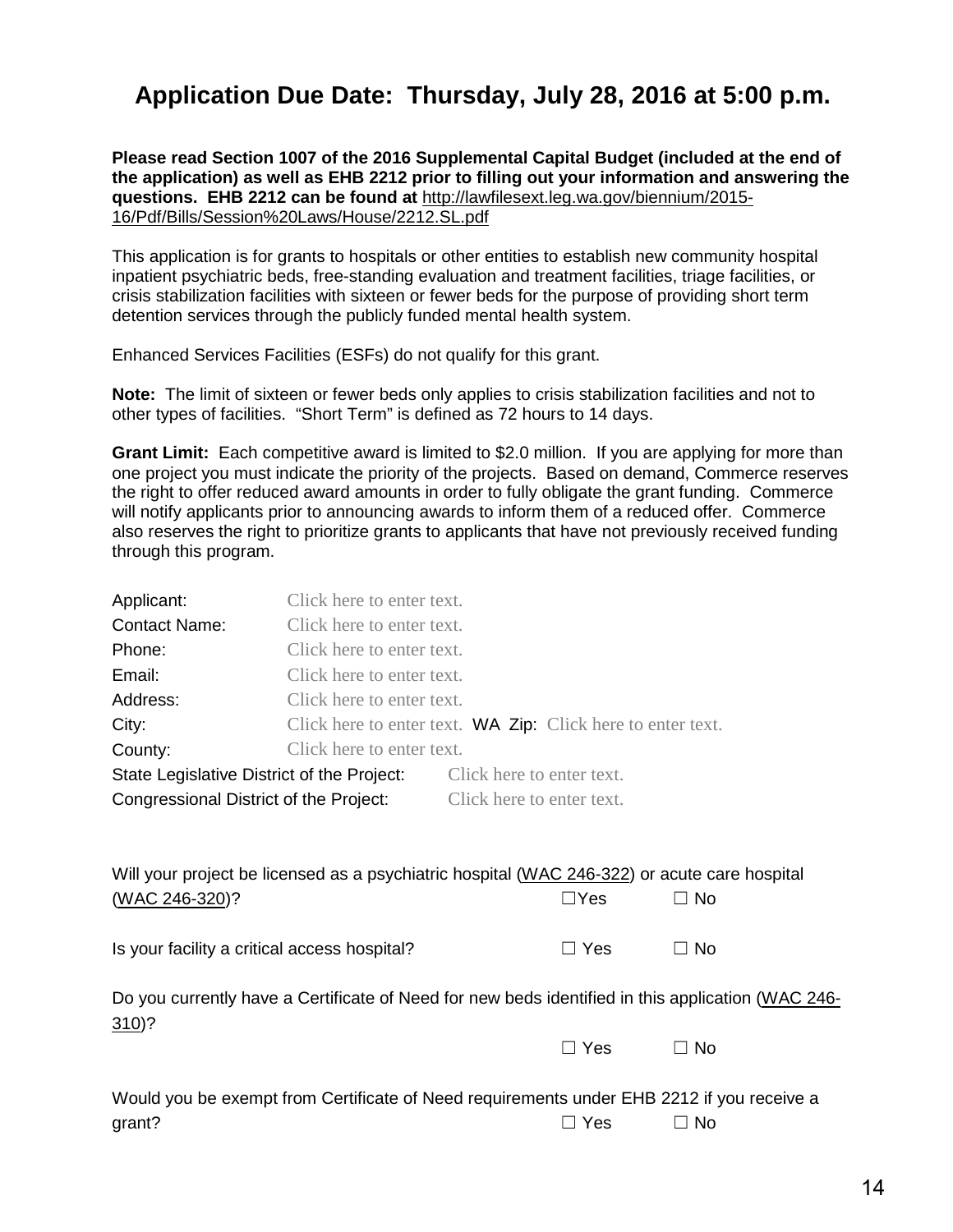# Application Due Date: Thursday, July 28, 2016 at 5:00 p.m.

**Please read Section 1007 of the 2016 Supplemental Capital Budget (included at the end of the application) as well as EHB 2212 prior to filling out your information and answering the questions. EHB 2212 can be found at** http://lawfilesext.leg.wa.gov/biennium/2015-16/Pdf/Bills/Session%20Laws/House/2212.SL.pdf

This application is for grants to hospitals or other entities to establish new community hospital inpatient psychiatric beds, free-standing evaluation and treatment facilities, triage facilities, or crisis stabilization facilities with sixteen or fewer beds for the purpose of providing short term detention services through the publicly funded mental health system.

Enhanced Services Facilities (ESFs) do not qualify for this grant.

**Note:** The limit of sixteen or fewer beds only applies to crisis stabilization facilities and not to other types of facilities. "Short Term" is defined as 72 hours to 14 days.

**Grant Limit:** Each competitive award is limited to $2.0 million. If you are applying for more than one project you must indicate the priority of the projects. Based on demand, Commerce reserves the right to offer reduced award amounts in order to fully obligate the grant funding. Commerce will notify applicants prior to announcing awards to inform them of a reduced offer. Commerce also reserves the right to prioritize grants to applicants that have not previously received funding through this program.

Applicant: Click here to enter text.
Contact Name: Click here to enter text.
Phone: Click here to enter text.
Email: Click here to enter text.
Address: Click here to enter text.
City: Click here to enter text. WA Zip: Click here to enter text.
County: Click here to enter text.
State Legislative District of the Project: Click here to enter text.
Congressional District of the Project: Click here to enter text.

Will your project be licensed as a psychiatric hospital (WAC 246-322) or acute care hospital (WAC 246-320)? ☐Yes ☐ No

Is your facility a critical access hospital? ☐ Yes ☐ No

Do you currently have a Certificate of Need for new beds identified in this application (WAC 246-310)? ☐ Yes ☐ No

Would you be exempt from Certificate of Need requirements under EHB 2212 if you receive a grant? ☐ Yes ☐ No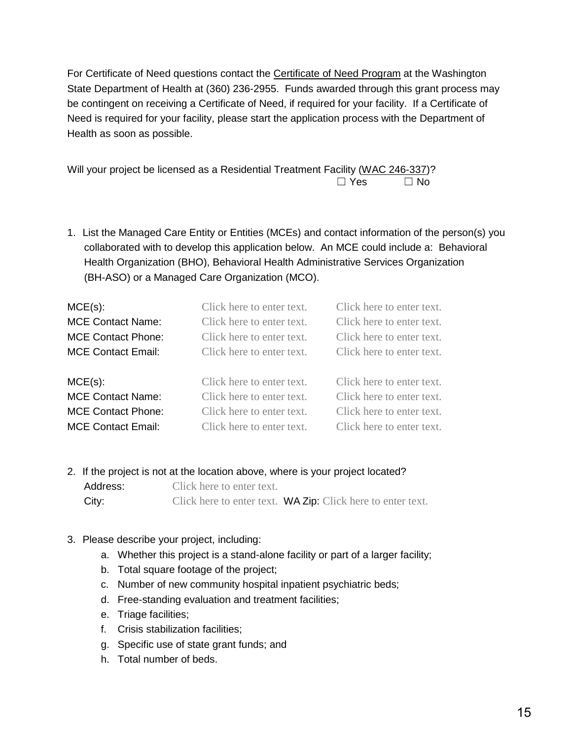For Certificate of Need questions contact the Certificate of Need Program at the Washington State Department of Health at (360) 236-2955. Funds awarded through this grant process may be contingent on receiving a Certificate of Need, if required for your facility. If a Certificate of Need is required for your facility, please start the application process with the Department of Health as soon as possible.

Will your project be licensed as a Residential Treatment Facility (WAC 246-337)?
☐ Yes ☐ No

1. List the Managed Care Entity or Entities (MCEs) and contact information of the person(s) you collaborated with to develop this application below. An MCE could include a: Behavioral Health Organization (BHO), Behavioral Health Administrative Services Organization (BH-ASO) or a Managed Care Organization (MCO).

| | | |
|---|---|---|
| MCE(s): | Click here to enter text. | Click here to enter text. |
| MCE Contact Name: | Click here to enter text. | Click here to enter text. |
| MCE Contact Phone: | Click here to enter text. | Click here to enter text. |
| MCE Contact Email: | Click here to enter text. | Click here to enter text. |
| | | |
| MCE(s): | Click here to enter text. | Click here to enter text. |
| MCE Contact Name: | Click here to enter text. | Click here to enter text. |
| MCE Contact Phone: | Click here to enter text. | Click here to enter text. |
| MCE Contact Email: | Click here to enter text. | Click here to enter text. |

2. If the project is not at the location above, where is your project located?
   Address: Click here to enter text.
   City: Click here to enter text. **WA Zip:** Click here to enter text.

3. Please describe your project, including:
   a. Whether this project is a stand-alone facility or part of a larger facility;
   b. Total square footage of the project;
   c. Number of new community hospital inpatient psychiatric beds;
   d. Free-standing evaluation and treatment facilities;
   e. Triage facilities;
   f. Crisis stabilization facilities;
   g. Specific use of state grant funds; and
   h. Total number of beds.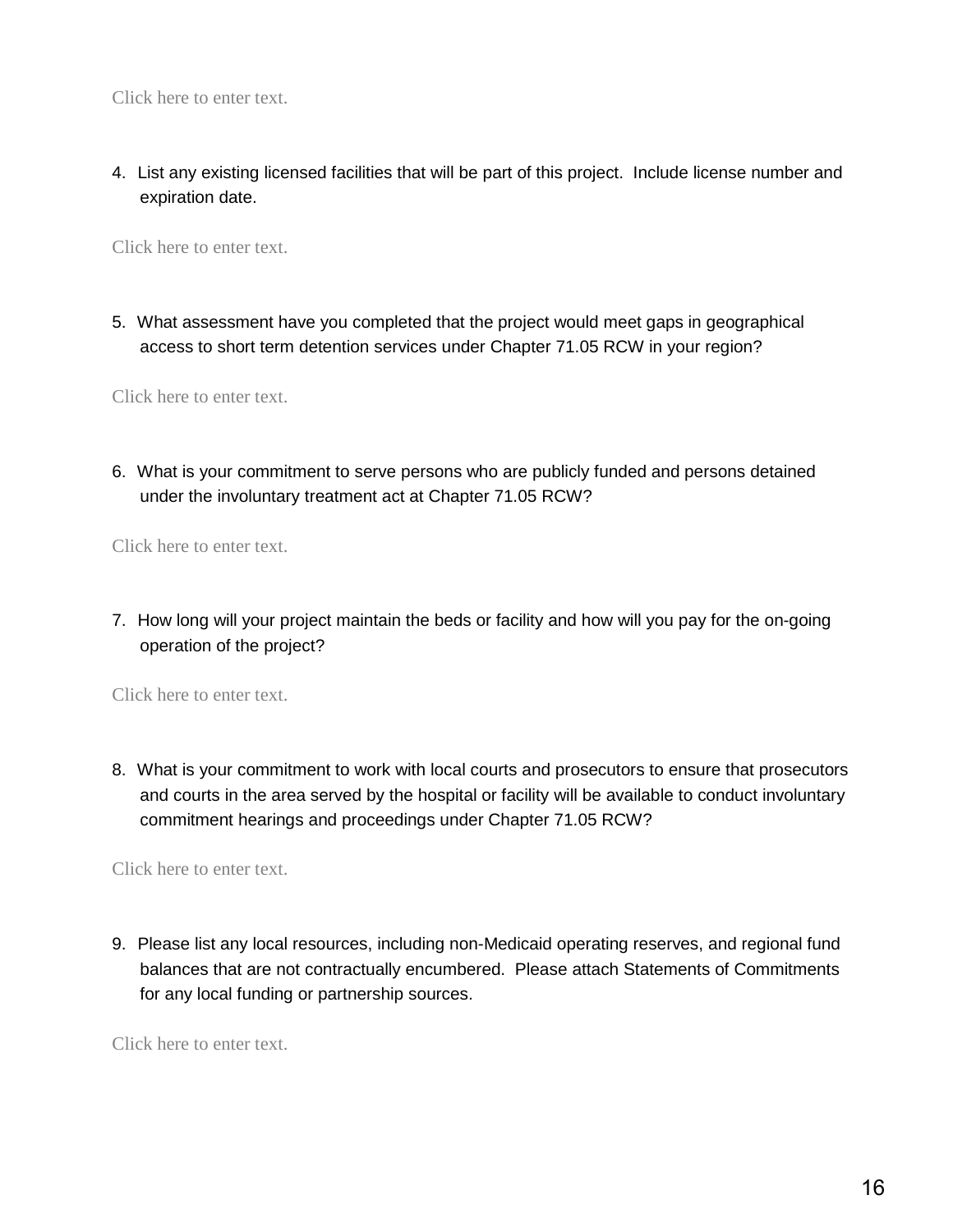Click here to enter text.

4. List any existing licensed facilities that will be part of this project. Include license number and expiration date.

Click here to enter text.

5. What assessment have you completed that the project would meet gaps in geographical access to short term detention services under Chapter 71.05 RCW in your region?

Click here to enter text.

6. What is your commitment to serve persons who are publicly funded and persons detained under the involuntary treatment act at Chapter 71.05 RCW?

Click here to enter text.

7. How long will your project maintain the beds or facility and how will you pay for the on-going operation of the project?

Click here to enter text.

8. What is your commitment to work with local courts and prosecutors to ensure that prosecutors and courts in the area served by the hospital or facility will be available to conduct involuntary commitment hearings and proceedings under Chapter 71.05 RCW?

Click here to enter text.

9. Please list any local resources, including non-Medicaid operating reserves, and regional fund balances that are not contractually encumbered. Please attach Statements of Commitments for any local funding or partnership sources.

Click here to enter text.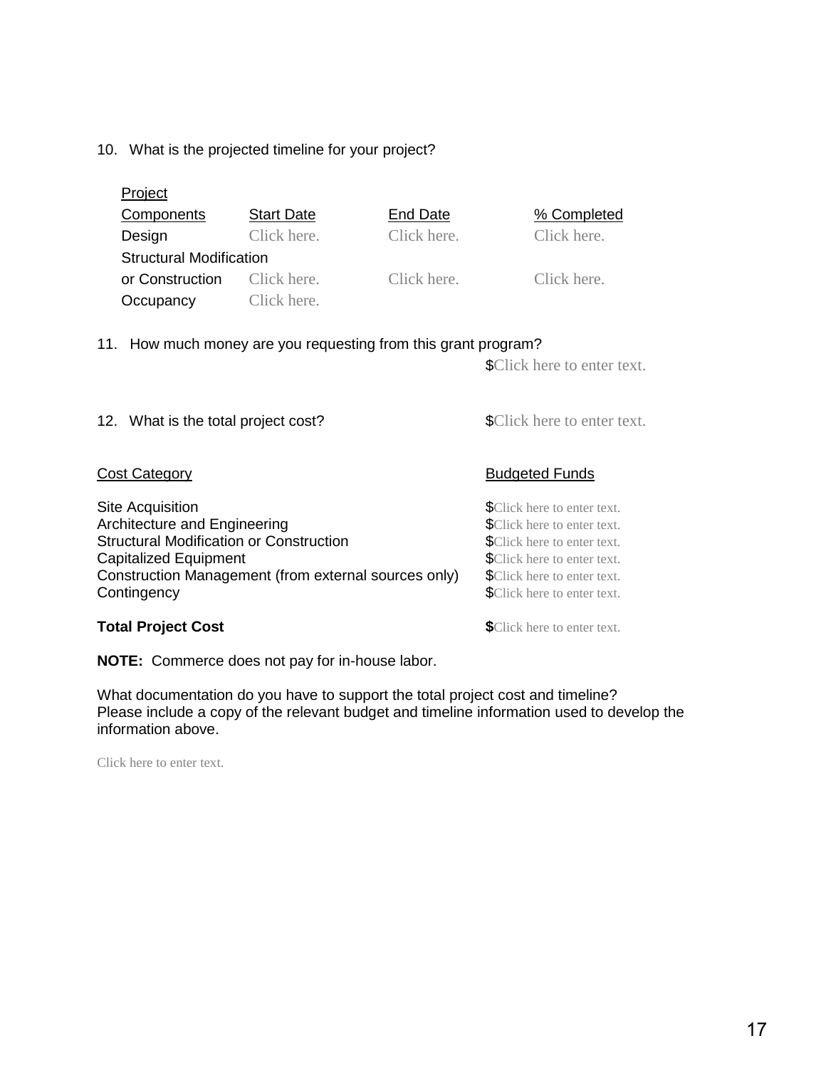10. What is the projected timeline for your project?

| Project Components | Start Date | End Date | % Completed |
|---|---|---|---|
| Design | Click here. | Click here. | Click here. |
| Structural Modification or Construction | Click here. | Click here. | Click here. |
| Occupancy | Click here. | | |

11. How much money are you requesting from this grant program? $Click here to enter text.

12. What is the total project cost? $Click here to enter text.

| Cost Category | Budgeted Funds |
|---|---|
| Site Acquisition | $Click here to enter text. |
| Architecture and Engineering | $Click here to enter text. |
| Structural Modification or Construction | $Click here to enter text. |
| Capitalized Equipment | $Click here to enter text. |
| Construction Management (from external sources only) | $Click here to enter text. |
| Contingency | $Click here to enter text. |
| **Total Project Cost** | **$**Click here to enter text. |

**NOTE:** Commerce does not pay for in-house labor.

What documentation do you have to support the total project cost and timeline? Please include a copy of the relevant budget and timeline information used to develop the information above.

Click here to enter text.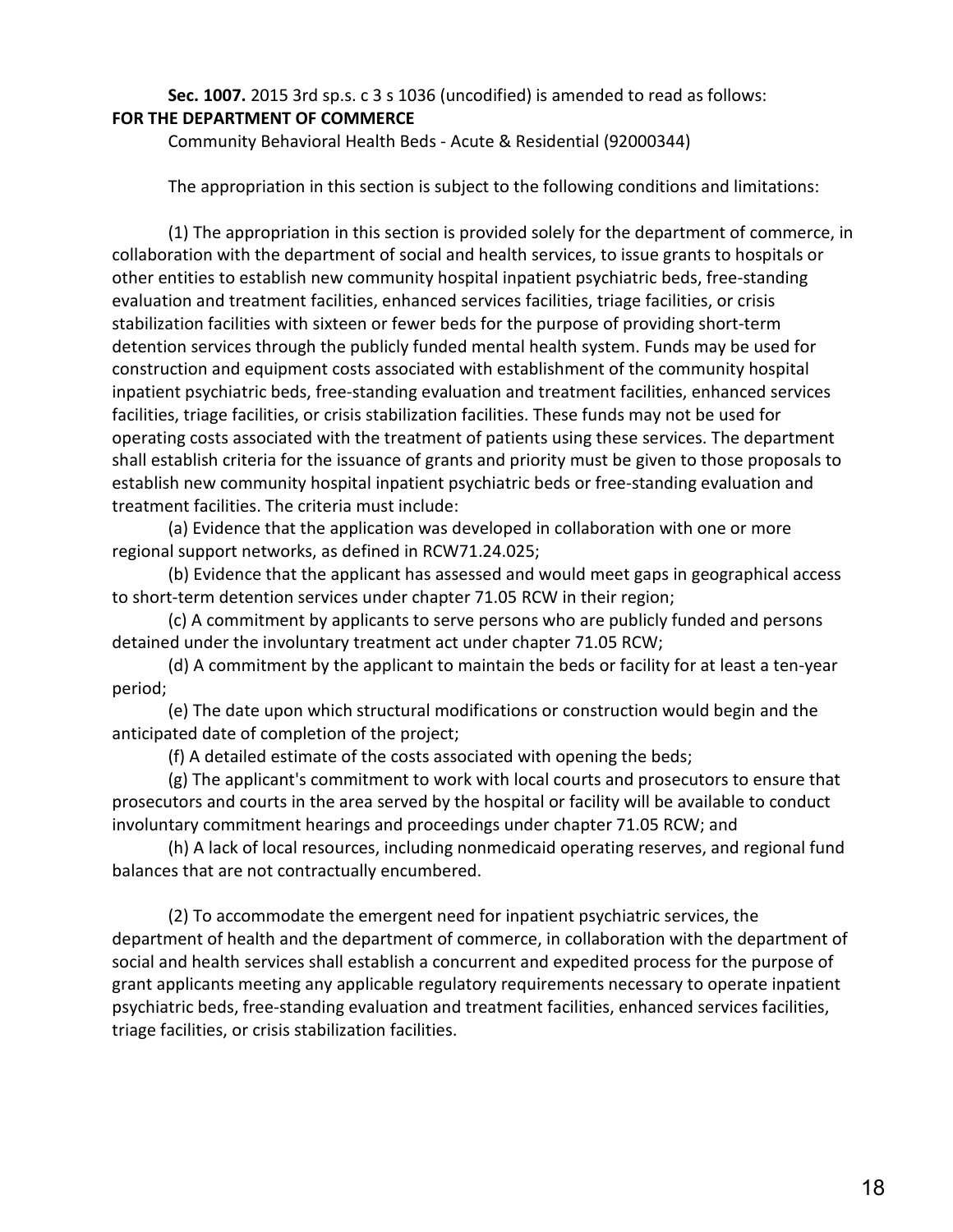**Sec. 1007.** 2015 3rd sp.s. c 3 s 1036 (uncodified) is amended to read as follows:

**FOR THE DEPARTMENT OF COMMERCE**

Community Behavioral Health Beds - Acute & Residential (92000344)

The appropriation in this section is subject to the following conditions and limitations:

(1) The appropriation in this section is provided solely for the department of commerce, in collaboration with the department of social and health services, to issue grants to hospitals or other entities to establish new community hospital inpatient psychiatric beds, free-standing evaluation and treatment facilities, enhanced services facilities, triage facilities, or crisis stabilization facilities with sixteen or fewer beds for the purpose of providing short-term detention services through the publicly funded mental health system. Funds may be used for construction and equipment costs associated with establishment of the community hospital inpatient psychiatric beds, free-standing evaluation and treatment facilities, enhanced services facilities, triage facilities, or crisis stabilization facilities. These funds may not be used for operating costs associated with the treatment of patients using these services. The department shall establish criteria for the issuance of grants and priority must be given to those proposals to establish new community hospital inpatient psychiatric beds or free-standing evaluation and treatment facilities. The criteria must include:

(a) Evidence that the application was developed in collaboration with one or more regional support networks, as defined in RCW71.24.025;

(b) Evidence that the applicant has assessed and would meet gaps in geographical access to short-term detention services under chapter 71.05 RCW in their region;

(c) A commitment by applicants to serve persons who are publicly funded and persons detained under the involuntary treatment act under chapter 71.05 RCW;

(d) A commitment by the applicant to maintain the beds or facility for at least a ten-year period;

(e) The date upon which structural modifications or construction would begin and the anticipated date of completion of the project;

(f) A detailed estimate of the costs associated with opening the beds;

(g) The applicant's commitment to work with local courts and prosecutors to ensure that prosecutors and courts in the area served by the hospital or facility will be available to conduct involuntary commitment hearings and proceedings under chapter 71.05 RCW; and

(h) A lack of local resources, including nonmedicaid operating reserves, and regional fund balances that are not contractually encumbered.

(2) To accommodate the emergent need for inpatient psychiatric services, the department of health and the department of commerce, in collaboration with the department of social and health services shall establish a concurrent and expedited process for the purpose of grant applicants meeting any applicable regulatory requirements necessary to operate inpatient psychiatric beds, free-standing evaluation and treatment facilities, enhanced services facilities, triage facilities, or crisis stabilization facilities.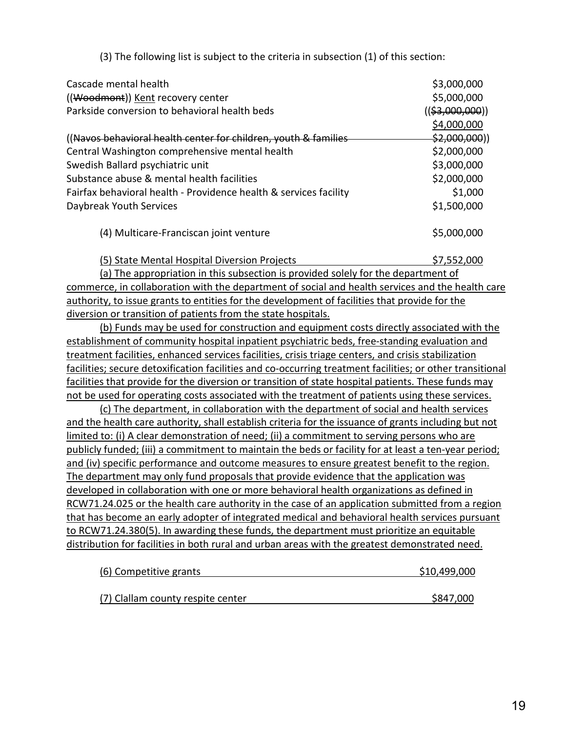(3) The following list is subject to the criteria in subsection (1) of this section:

| | |
|---|---|
| Cascade mental health | $3,000,000 |
| ((~~Woodmont~~)) <u>Kent</u> recovery center | $5,000,000 |
| Parkside conversion to behavioral health beds | ((~~$3,000,000~~)) <u>$4,000,000</u> |
| ((~~Navos behavioral health center for children, youth & families~~ | ~~$2,000,000~~)) |
| Central Washington comprehensive mental health | $2,000,000 |
| Swedish Ballard psychiatric unit | $3,000,000 |
| Substance abuse & mental health facilities | $2,000,000 |
| Fairfax behavioral health - Providence health & services facility | $1,000 |
| Daybreak Youth Services | $1,500,000 |

(4) Multicare-Franciscan joint venture $5,000,000

<u>(5) State Mental Hospital Diversion Projects $7,552,000</u>

<u>(a) The appropriation in this subsection is provided solely for the department of commerce, in collaboration with the department of social and health services and the health care authority, to issue grants to entities for the development of facilities that provide for the diversion or transition of patients from the state hospitals.</u>

<u>(b) Funds may be used for construction and equipment costs directly associated with the establishment of community hospital inpatient psychiatric beds, free-standing evaluation and treatment facilities, enhanced services facilities, crisis triage centers, and crisis stabilization facilities; secure detoxification facilities and co-occurring treatment facilities; or other transitional facilities that provide for the diversion or transition of state hospital patients. These funds may not be used for operating costs associated with the treatment of patients using these services.</u>

<u>(c) The department, in collaboration with the department of social and health services and the health care authority, shall establish criteria for the issuance of grants including but not limited to: (i) A clear demonstration of need; (ii) a commitment to serving persons who are publicly funded; (iii) a commitment to maintain the beds or facility for at least a ten-year period; and (iv) specific performance and outcome measures to ensure greatest benefit to the region. The department may only fund proposals that provide evidence that the application was developed in collaboration with one or more behavioral health organizations as defined in RCW71.24.025 or the health care authority in the case of an application submitted from a region that has become an early adopter of integrated medical and behavioral health services pursuant to RCW71.24.380(5). In awarding these funds, the department must prioritize an equitable distribution for facilities in both rural and urban areas with the greatest demonstrated need.</u>

<u>(6) Competitive grants $10,499,000</u>

<u>(7) Clallam county respite center $847,000</u>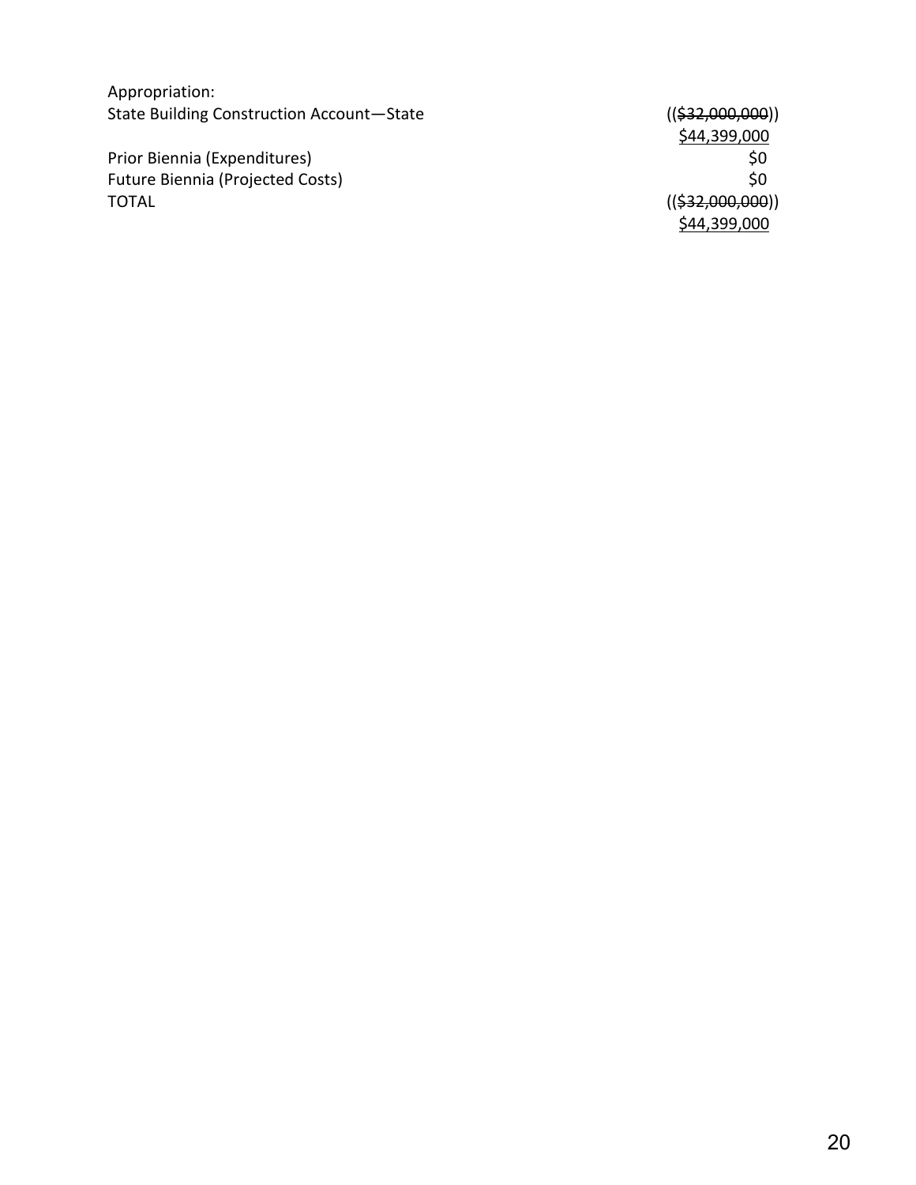Appropriation:

| | |
|---|---|
| State Building Construction Account—State | ((~~$32,000,000~~)) <u>$44,399,000</u> |
| Prior Biennia (Expenditures) | $0 |
| Future Biennia (Projected Costs) | $0 |
| TOTAL | ((~~$32,000,000~~)) <u>$44,399,000</u> |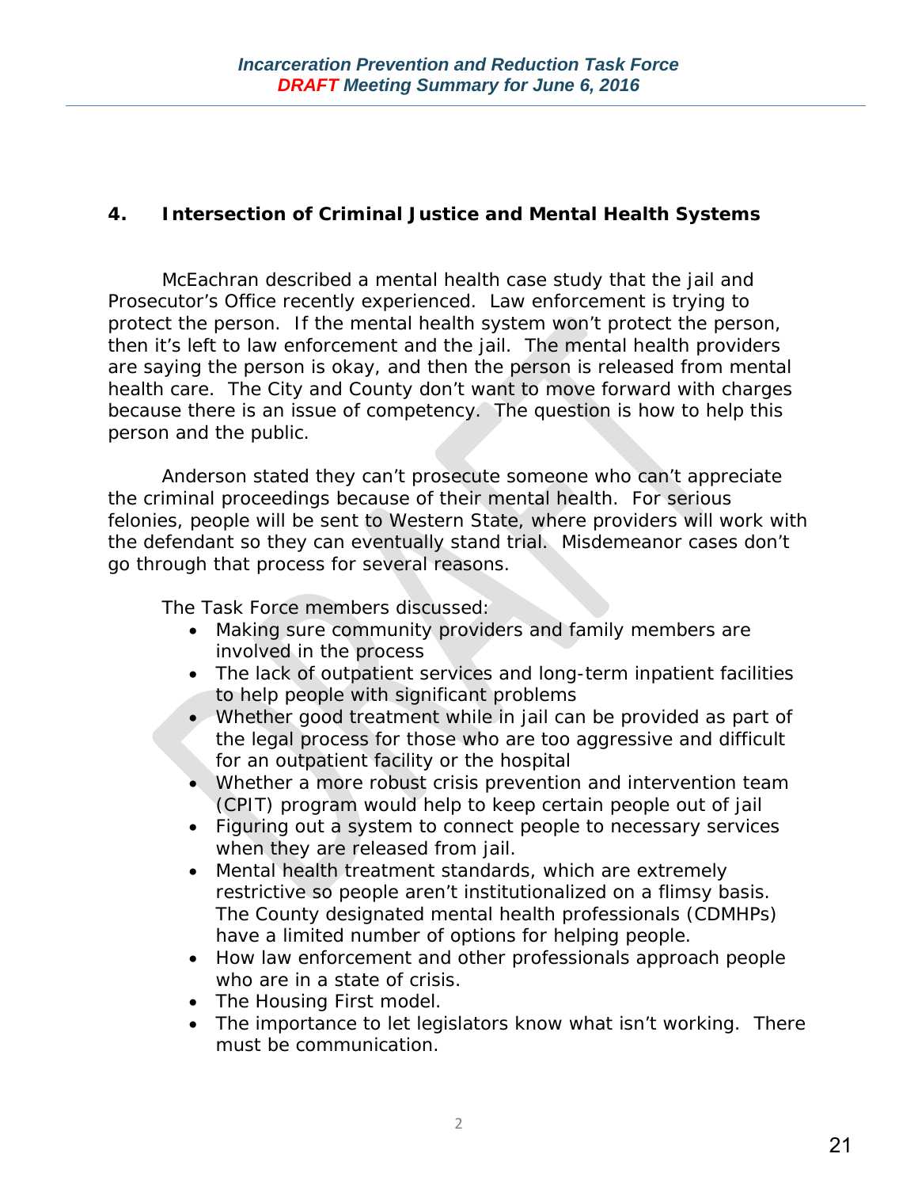## 4. Intersection of Criminal Justice and Mental Health Systems

McEachran described a mental health case study that the jail and Prosecutor's Office recently experienced. Law enforcement is trying to protect the person. If the mental health system won't protect the person, then it's left to law enforcement and the jail. The mental health providers are saying the person is okay, and then the person is released from mental health care. The City and County don't want to move forward with charges because there is an issue of competency. The question is how to help this person and the public.

Anderson stated they can't prosecute someone who can't appreciate the criminal proceedings because of their mental health. For serious felonies, people will be sent to Western State, where providers will work with the defendant so they can eventually stand trial. Misdemeanor cases don't go through that process for several reasons.

The Task Force members discussed:

- Making sure community providers and family members are involved in the process
- The lack of outpatient services and long-term inpatient facilities to help people with significant problems
- Whether good treatment while in jail can be provided as part of the legal process for those who are too aggressive and difficult for an outpatient facility or the hospital
- Whether a more robust crisis prevention and intervention team (CPIT) program would help to keep certain people out of jail
- Figuring out a system to connect people to necessary services when they are released from jail.
- Mental health treatment standards, which are extremely restrictive so people aren't institutionalized on a flimsy basis. The County designated mental health professionals (CDMHPs) have a limited number of options for helping people.
- How law enforcement and other professionals approach people who are in a state of crisis.
- The Housing First model.
- The importance to let legislators know what isn't working. There must be communication.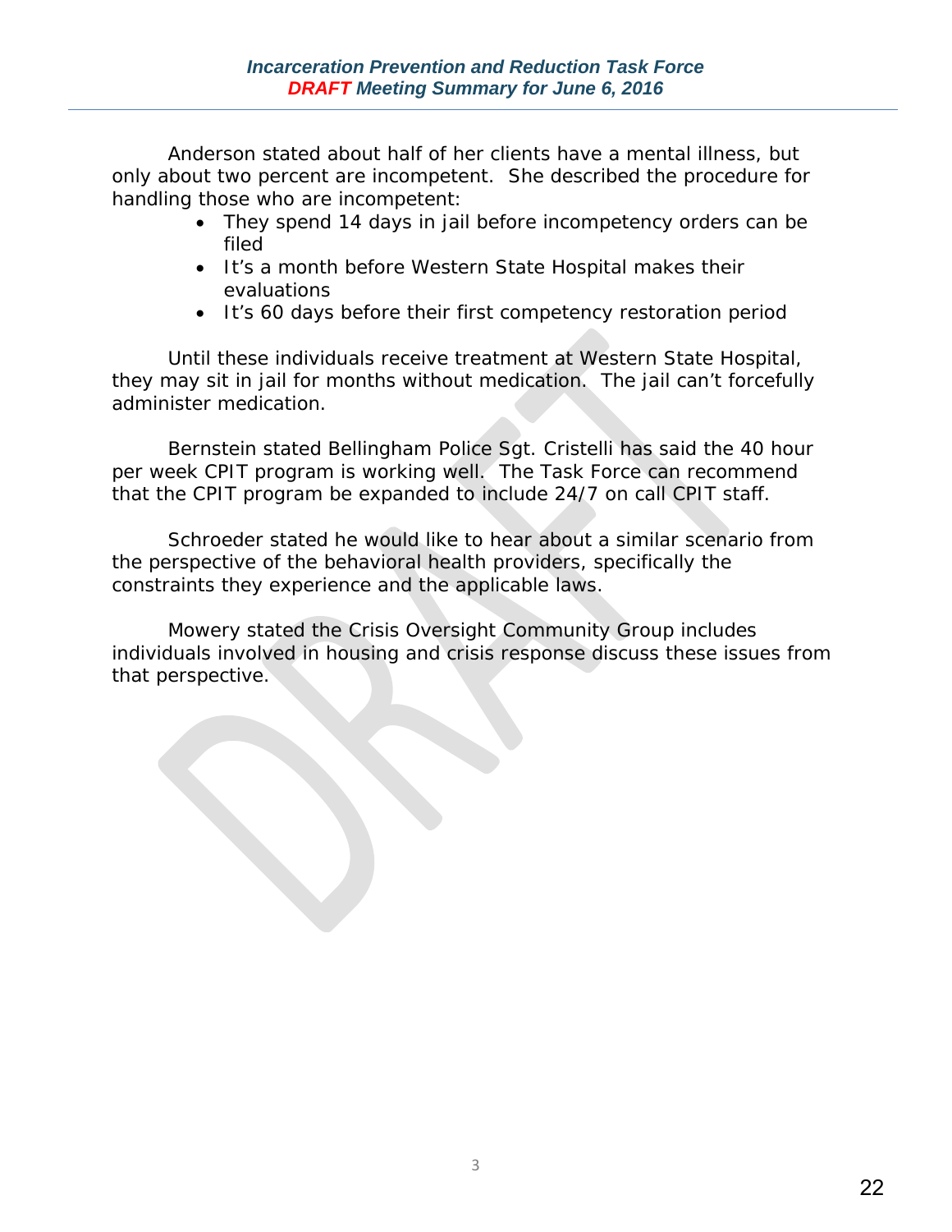Anderson stated about half of her clients have a mental illness, but only about two percent are incompetent. She described the procedure for handling those who are incompetent:

- They spend 14 days in jail before incompetency orders can be filed
- It's a month before Western State Hospital makes their evaluations
- It's 60 days before their first competency restoration period

Until these individuals receive treatment at Western State Hospital, they may sit in jail for months without medication. The jail can't forcefully administer medication.

Bernstein stated Bellingham Police Sgt. Cristelli has said the 40 hour per week CPIT program is working well. The Task Force can recommend that the CPIT program be expanded to include 24/7 on call CPIT staff.

Schroeder stated he would like to hear about a similar scenario from the perspective of the behavioral health providers, specifically the constraints they experience and the applicable laws.

Mowery stated the Crisis Oversight Community Group includes individuals involved in housing and crisis response discuss these issues from that perspective.